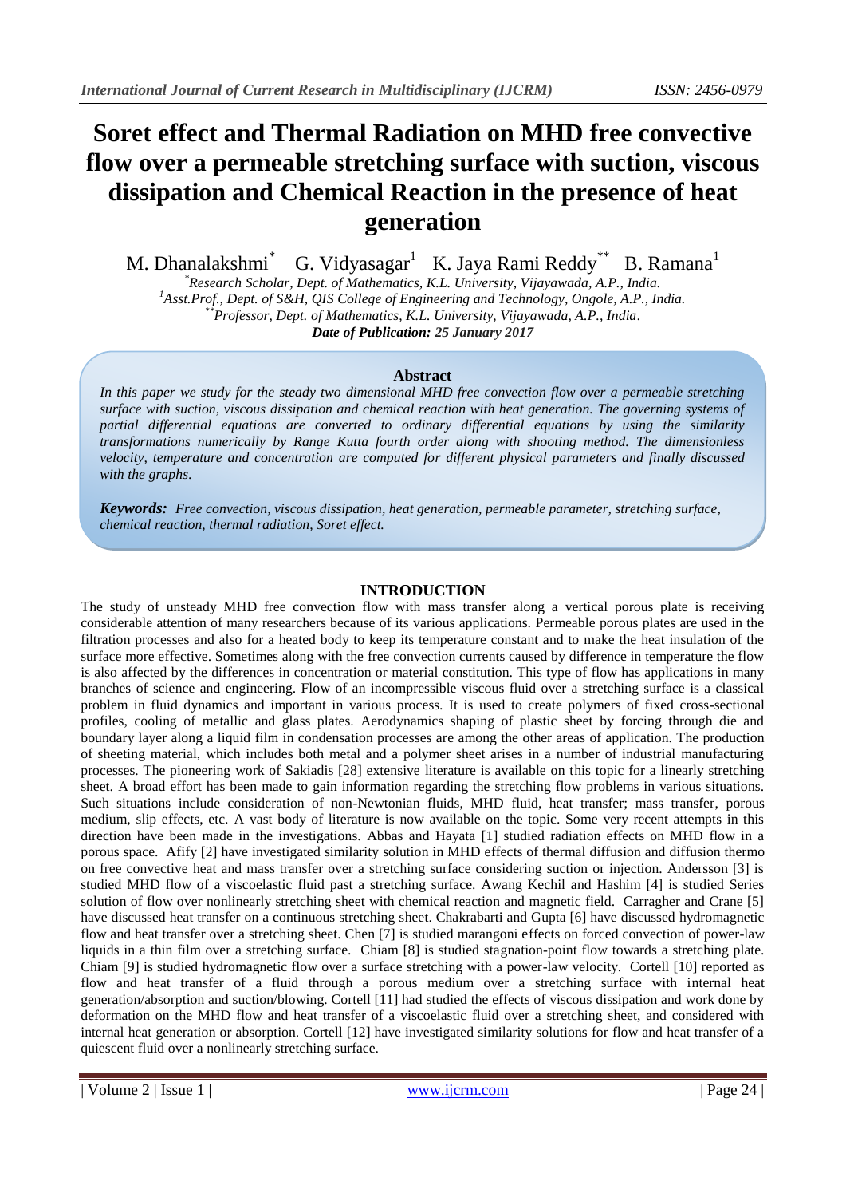# Soret effect and Thermal Radiation on MHD free convective flow over a permeable stretching surface with suction, viscous dissipation and Chemical Reaction in the presence of heat generation

M. Dhanalakshmi[*] G. Vidyasagar[1] K. Jaya Rami Reddy[**] B. Ramana[1]

[*]*Research Scholar, Dept. of Mathematics, K.L. University, Vijayawada, A.P., India.*
[1]*Asst.Prof., Dept. of S&H, QIS College of Engineering and Technology, Ongole, A.P., India.*
[**]*Professor, Dept. of Mathematics, K.L. University, Vijayawada, A.P., India.*
***Date of Publication: 25 January 2017***

## Abstract

*In this paper we study for the steady two dimensional MHD free convection flow over a permeable stretching surface with suction, viscous dissipation and chemical reaction with heat generation. The governing systems of partial differential equations are converted to ordinary differential equations by using the similarity transformations numerically by Range Kutta fourth order along with shooting method. The dimensionless velocity, temperature and concentration are computed for different physical parameters and finally discussed with the graphs.*

***Keywords:*** *Free convection, viscous dissipation, heat generation, permeable parameter, stretching surface, chemical reaction, thermal radiation, Soret effect.*

## INTRODUCTION

The study of unsteady MHD free convection flow with mass transfer along a vertical porous plate is receiving considerable attention of many researchers because of its various applications. Permeable porous plates are used in the filtration processes and also for a heated body to keep its temperature constant and to make the heat insulation of the surface more effective. Sometimes along with the free convection currents caused by difference in temperature the flow is also affected by the differences in concentration or material constitution. This type of flow has applications in many branches of science and engineering. Flow of an incompressible viscous fluid over a stretching surface is a classical problem in fluid dynamics and important in various process. It is used to create polymers of fixed cross-sectional profiles, cooling of metallic and glass plates. Aerodynamics shaping of plastic sheet by forcing through die and boundary layer along a liquid film in condensation processes are among the other areas of application. The production of sheeting material, which includes both metal and a polymer sheet arises in a number of industrial manufacturing processes. The pioneering work of Sakiadis [28] extensive literature is available on this topic for a linearly stretching sheet. A broad effort has been made to gain information regarding the stretching flow problems in various situations. Such situations include consideration of non-Newtonian fluids, MHD fluid, heat transfer; mass transfer, porous medium, slip effects, etc. A vast body of literature is now available on the topic. Some very recent attempts in this direction have been made in the investigations. Abbas and Hayata [1] studied radiation effects on MHD flow in a porous space. Afify [2] have investigated similarity solution in MHD effects of thermal diffusion and diffusion thermo on free convective heat and mass transfer over a stretching surface considering suction or injection. Andersson [3] is studied MHD flow of a viscoelastic fluid past a stretching surface. Awang Kechil and Hashim [4] is studied Series solution of flow over nonlinearly stretching sheet with chemical reaction and magnetic field. Carragher and Crane [5] have discussed heat transfer on a continuous stretching sheet. Chakrabarti and Gupta [6] have discussed hydromagnetic flow and heat transfer over a stretching sheet. Chen [7] is studied marangoni effects on forced convection of power-law liquids in a thin film over a stretching surface. Chiam [8] is studied stagnation-point flow towards a stretching plate. Chiam [9] is studied hydromagnetic flow over a surface stretching with a power-law velocity. Cortell [10] reported as flow and heat transfer of a fluid through a porous medium over a stretching surface with internal heat generation/absorption and suction/blowing. Cortell [11] had studied the effects of viscous dissipation and work done by deformation on the MHD flow and heat transfer of a viscoelastic fluid over a stretching sheet, and considered with internal heat generation or absorption. Cortell [12] have investigated similarity solutions for flow and heat transfer of a quiescent fluid over a nonlinearly stretching surface.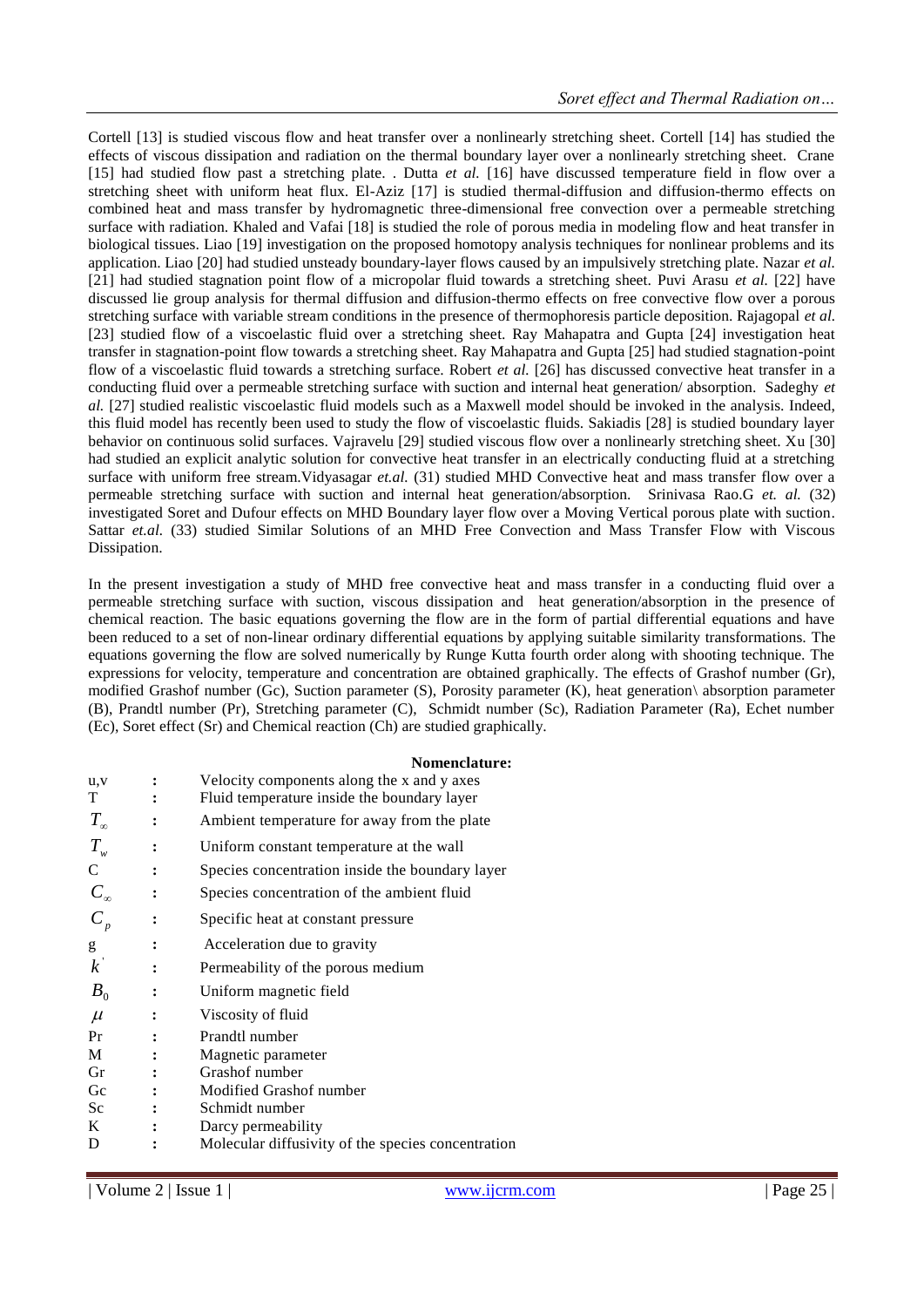Cortell [13] is studied viscous flow and heat transfer over a nonlinearly stretching sheet. Cortell [14] has studied the effects of viscous dissipation and radiation on the thermal boundary layer over a nonlinearly stretching sheet. Crane [15] had studied flow past a stretching plate. . Dutta *et al.* [16] have discussed temperature field in flow over a stretching sheet with uniform heat flux. El-Aziz [17] is studied thermal-diffusion and diffusion-thermo effects on combined heat and mass transfer by hydromagnetic three-dimensional free convection over a permeable stretching surface with radiation. Khaled and Vafai [18] is studied the role of porous media in modeling flow and heat transfer in biological tissues. Liao [19] investigation on the proposed homotopy analysis techniques for nonlinear problems and its application. Liao [20] had studied unsteady boundary-layer flows caused by an impulsively stretching plate. Nazar *et al.* [21] had studied stagnation point flow of a micropolar fluid towards a stretching sheet. Puvi Arasu *et al.* [22] have discussed lie group analysis for thermal diffusion and diffusion-thermo effects on free convective flow over a porous stretching surface with variable stream conditions in the presence of thermophoresis particle deposition. Rajagopal *et al.* [23] studied flow of a viscoelastic fluid over a stretching sheet. Ray Mahapatra and Gupta [24] investigation heat transfer in stagnation-point flow towards a stretching sheet. Ray Mahapatra and Gupta [25] had studied stagnation-point flow of a viscoelastic fluid towards a stretching surface. Robert *et al.* [26] has discussed convective heat transfer in a conducting fluid over a permeable stretching surface with suction and internal heat generation/ absorption. Sadeghy *et al.* [27] studied realistic viscoelastic fluid models such as a Maxwell model should be invoked in the analysis. Indeed, this fluid model has recently been used to study the flow of viscoelastic fluids. Sakiadis [28] is studied boundary layer behavior on continuous solid surfaces. Vajravelu [29] studied viscous flow over a nonlinearly stretching sheet. Xu [30] had studied an explicit analytic solution for convective heat transfer in an electrically conducting fluid at a stretching surface with uniform free stream.Vidyasagar *et.al.* (31) studied MHD Convective heat and mass transfer flow over a permeable stretching surface with suction and internal heat generation/absorption. Srinivasa Rao.G *et. al.* (32) investigated Soret and Dufour effects on MHD Boundary layer flow over a Moving Vertical porous plate with suction. Sattar *et.al.* (33) studied Similar Solutions of an MHD Free Convection and Mass Transfer Flow with Viscous Dissipation.

In the present investigation a study of MHD free convective heat and mass transfer in a conducting fluid over a permeable stretching surface with suction, viscous dissipation and heat generation/absorption in the presence of chemical reaction. The basic equations governing the flow are in the form of partial differential equations and have been reduced to a set of non-linear ordinary differential equations by applying suitable similarity transformations. The equations governing the flow are solved numerically by Runge Kutta fourth order along with shooting technique. The expressions for velocity, temperature and concentration are obtained graphically. The effects of Grashof number (Gr), modified Grashof number (Gc), Suction parameter (S), Porosity parameter (K), heat generation\ absorption parameter (B), Prandtl number (Pr), Stretching parameter (C), Schmidt number (Sc), Radiation Parameter (Ra), Echet number (Ec), Soret effect (Sr) and Chemical reaction (Ch) are studied graphically.

**Nomenclature:**

| | | |
|---|---|---|
| u,v | : | Velocity components along the x and y axes |
| T | : | Fluid temperature inside the boundary layer |
| $T_\infty$ | : | Ambient temperature for away from the plate |
| $T_w$ | : | Uniform constant temperature at the wall |
| C | : | Species concentration inside the boundary layer |
| $C_\infty$ | : | Species concentration of the ambient fluid |
| $C_p$ | : | Specific heat at constant pressure |
| g | : | Acceleration due to gravity |
| $k'$ | : | Permeability of the porous medium |
| $B_0$ | : | Uniform magnetic field |
| $\mu$ | : | Viscosity of fluid |
| Pr | : | Prandtl number |
| M | : | Magnetic parameter |
| Gr | : | Grashof number |
| Gc | : | Modified Grashof number |
| Sc | : | Schmidt number |
| K | : | Darcy permeability |
| D | : | Molecular diffusivity of the species concentration |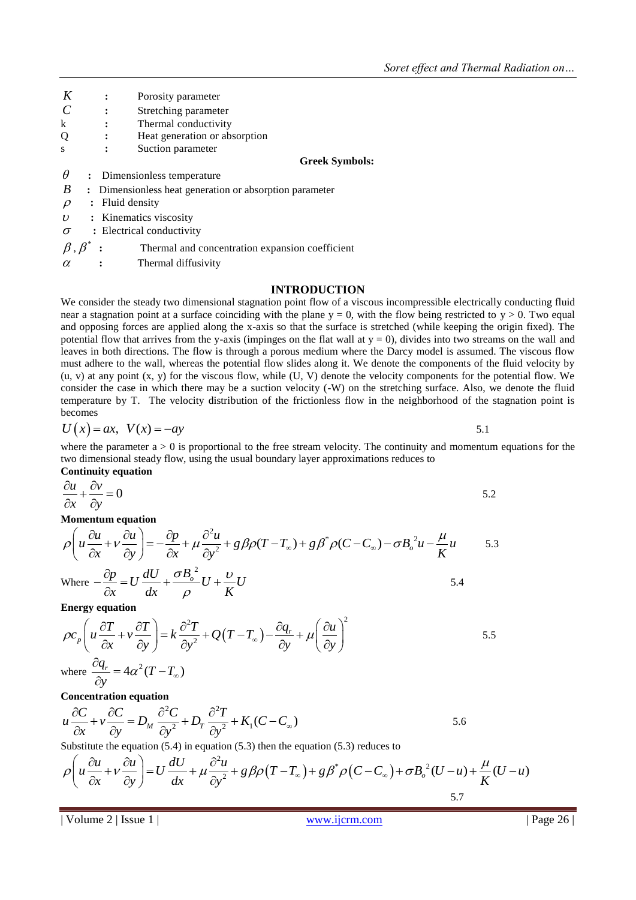| | | |
|---|---|---|
| $K$ | : | Porosity parameter |
| $C$ | : | Stretching parameter |
| k | : | Thermal conductivity |
| Q | : | Heat generation or absorption |
| s | : | Suction parameter |

**Greek Symbols:**

| | | |
|---|---|---|
| $\theta$ | : | Dimensionless temperature |
| $B$ | : | Dimensionless heat generation or absorption parameter |
| $\rho$ | : | Fluid density |
| $\upsilon$ | : | Kinematics viscosity |
| $\sigma$ | : | Electrical conductivity |
| $\beta, \beta^*$ | : | Thermal and concentration expansion coefficient |
| $\alpha$ | : | Thermal diffusivity |

## INTRODUCTION

We consider the steady two dimensional stagnation point flow of a viscous incompressible electrically conducting fluid near a stagnation point at a surface coinciding with the plane y = 0, with the flow being restricted to y > 0. Two equal and opposing forces are applied along the x-axis so that the surface is stretched (while keeping the origin fixed). The potential flow that arrives from the y-axis (impinges on the flat wall at y = 0), divides into two streams on the wall and leaves in both directions. The flow is through a porous medium where the Darcy model is assumed. The viscous flow must adhere to the wall, whereas the potential flow slides along it. We denote the components of the fluid velocity by (u, v) at any point (x, y) for the viscous flow, while (U, V) denote the velocity components for the potential flow. We consider the case in which there may be a suction velocity (-W) on the stretching surface. Also, we denote the fluid temperature by T. The velocity distribution of the frictionless flow in the neighborhood of the stagnation point is becomes

$$U(x) = ax, \quad V(x) = -ay \tag{5.1}$$

where the parameter a > 0 is proportional to the free stream velocity. The continuity and momentum equations for the two dimensional steady flow, using the usual boundary layer approximations reduces to

**Continuity equation**

$$\frac{\partial u}{\partial x} + \frac{\partial v}{\partial y} = 0 \tag{5.2}$$

**Momentum equation**

$$\rho\left(u\frac{\partial u}{\partial x} + v\frac{\partial u}{\partial y}\right) = -\frac{\partial p}{\partial x} + \mu\frac{\partial^2 u}{\partial y^2} + g\beta\rho(T - T_\infty) + g\beta^*\rho(C - C_\infty) - \sigma B_o^2 u - \frac{\mu}{K}u \tag{5.3}$$

Where $-\dfrac{\partial p}{\partial x} = U\dfrac{dU}{dx} + \dfrac{\sigma B_o^2}{\rho}U + \dfrac{\upsilon}{K}U$ (5.4)

**Energy equation**

$$\rho c_p\left(u\frac{\partial T}{\partial x} + v\frac{\partial T}{\partial y}\right) = k\frac{\partial^2 T}{\partial y^2} + Q(T - T_\infty) - \frac{\partial q_r}{\partial y} + \mu\left(\frac{\partial u}{\partial y}\right)^2 \tag{5.5}$$

where $\dfrac{\partial q_r}{\partial y} = 4\alpha^2(T - T_\infty)$

**Concentration equation**

$$u\frac{\partial C}{\partial x} + v\frac{\partial C}{\partial y} = D_M\frac{\partial^2 C}{\partial y^2} + D_T\frac{\partial^2 T}{\partial y^2} + K_1(C - C_\infty) \tag{5.6}$$

Substitute the equation (5.4) in equation (5.3) then the equation (5.3) reduces to

$$\rho\left(u\frac{\partial u}{\partial x} + v\frac{\partial u}{\partial y}\right) = U\frac{dU}{dx} + \mu\frac{\partial^2 u}{\partial y^2} + g\beta\rho(T - T_\infty) + g\beta^*\rho(C - C_\infty) + \sigma B_o^2(U - u) + \frac{\mu}{K}(U - u) \tag{5.7}$$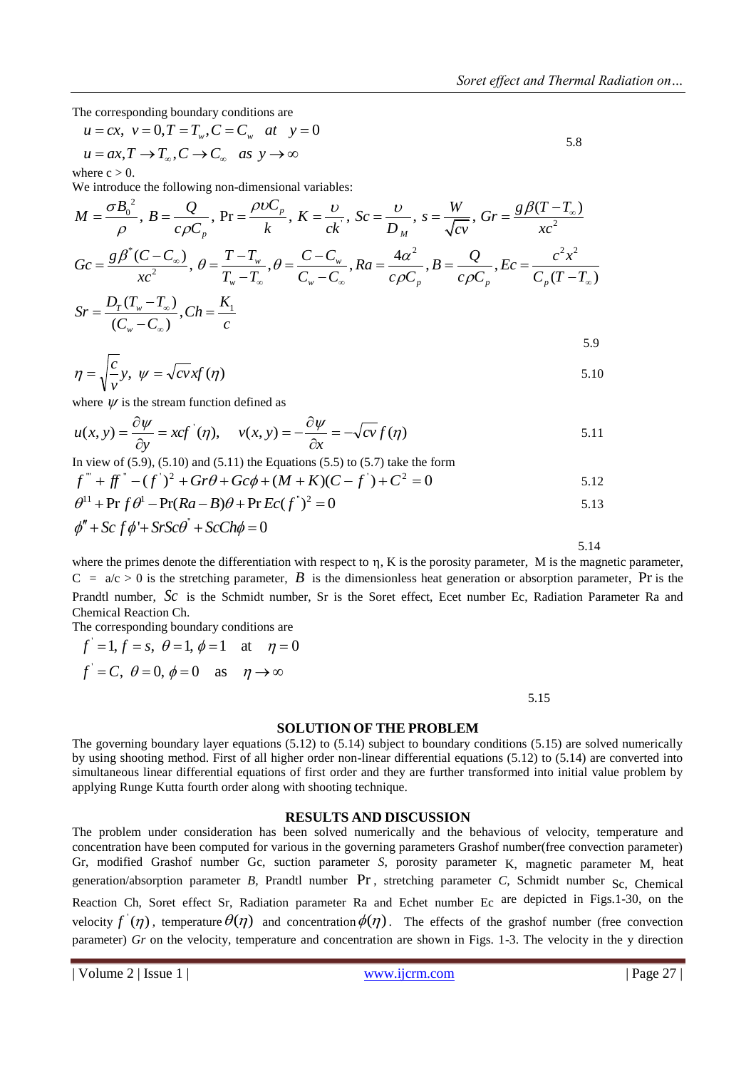The corresponding boundary conditions are

$$u = cx,\ v = 0, T = T_w, C = C_w \quad at \quad y = 0$$
$$u = ax, T \to T_\infty, C \to C_\infty \quad as \ y \to \infty \qquad 5.8$$

where c > 0.

We introduce the following non-dimensional variables:

$$M = \frac{\sigma B_0^{\ 2}}{\rho},\ B = \frac{Q}{c\rho C_p},\ \Pr = \frac{\rho \upsilon C_p}{k},\ K = \frac{\upsilon}{ck},\ Sc = \frac{\upsilon}{D_M},\ s = \frac{W}{\sqrt{cv}},\ Gr = \frac{g\beta(T - T_\infty)}{xc^2}$$

$$Gc = \frac{g\beta^*(C - C_\infty)}{xc^2},\ \theta = \frac{T - T_w}{T_w - T_\infty}, \theta = \frac{C - C_w}{C_w - C_\infty}, Ra = \frac{4\alpha^2}{c\rho C_p}, B = \frac{Q}{c\rho C_p}, Ec = \frac{c^2 x^2}{C_p (T - T_\infty)}$$

$$Sr = \frac{D_T (T_w - T_\infty)}{(C_w - C_\infty)}, Ch = \frac{K_1}{c} \qquad 5.9$$

$$\eta = \sqrt{\frac{c}{v}} y,\ \psi = \sqrt{cv} x f(\eta) \qquad 5.10$$

where $\psi$ is the stream function defined as

$$u(x, y) = \frac{\partial \psi}{\partial y} = x c f^{'}(\eta), \quad v(x, y) = -\frac{\partial \psi}{\partial x} = -\sqrt{cv} f(\eta) \qquad 5.11$$

In view of (5.9), (5.10) and (5.11) the Equations (5.5) to (5.7) take the form

$$f^{'''} + f f^{''} - (f^{'})^2 + Gr\theta + Gc\phi + (M + K)(C - f^{'}) + C^2 = 0 \qquad 5.12$$

$$\theta^{11} + \Pr f \theta^1 - \Pr(Ra - B)\theta + \Pr Ec (f^{''})^2 = 0 \qquad 5.13$$

$$\phi'' + Sc f \phi' + Sr Sc \theta^{''} + Sc Ch \phi = 0 \qquad 5.14$$

where the primes denote the differentiation with respect to η, K is the porosity parameter, M is the magnetic parameter, C = a/c > 0 is the stretching parameter, $B$ is the dimensionless heat generation or absorption parameter, Pr is the Prandtl number, $Sc$ is the Schmidt number, Sr is the Soret effect, Ecet number Ec, Radiation Parameter Ra and Chemical Reaction Ch.

The corresponding boundary conditions are

$$f^{'} = 1, f = s,\ \theta = 1, \phi = 1 \quad \text{at} \quad \eta = 0$$
$$f^{'} = C,\ \theta = 0, \phi = 0 \quad \text{as} \quad \eta \to \infty \qquad 5.15$$

## SOLUTION OF THE PROBLEM

The governing boundary layer equations (5.12) to (5.14) subject to boundary conditions (5.15) are solved numerically by using shooting method. First of all higher order non-linear differential equations (5.12) to (5.14) are converted into simultaneous linear differential equations of first order and they are further transformed into initial value problem by applying Runge Kutta fourth order along with shooting technique.

## RESULTS AND DISCUSSION

The problem under consideration has been solved numerically and the behavious of velocity, temperature and concentration have been computed for various in the governing parameters Grashof number(free convection parameter) Gr, modified Grashof number Gc, suction parameter *S*, porosity parameter K, magnetic parameter M, heat generation/absorption parameter *B*, Prandtl number Pr, stretching parameter *C*, Schmidt number Sc, Chemical Reaction Ch, Soret effect Sr, Radiation parameter Ra and Echet number Ec are depicted in Figs.1-30, on the velocity $f^{'}(\eta)$, temperature $\theta(\eta)$ and concentration $\phi(\eta)$. The effects of the grashof number (free convection parameter) *Gr* on the velocity, temperature and concentration are shown in Figs. 1-3. The velocity in the y direction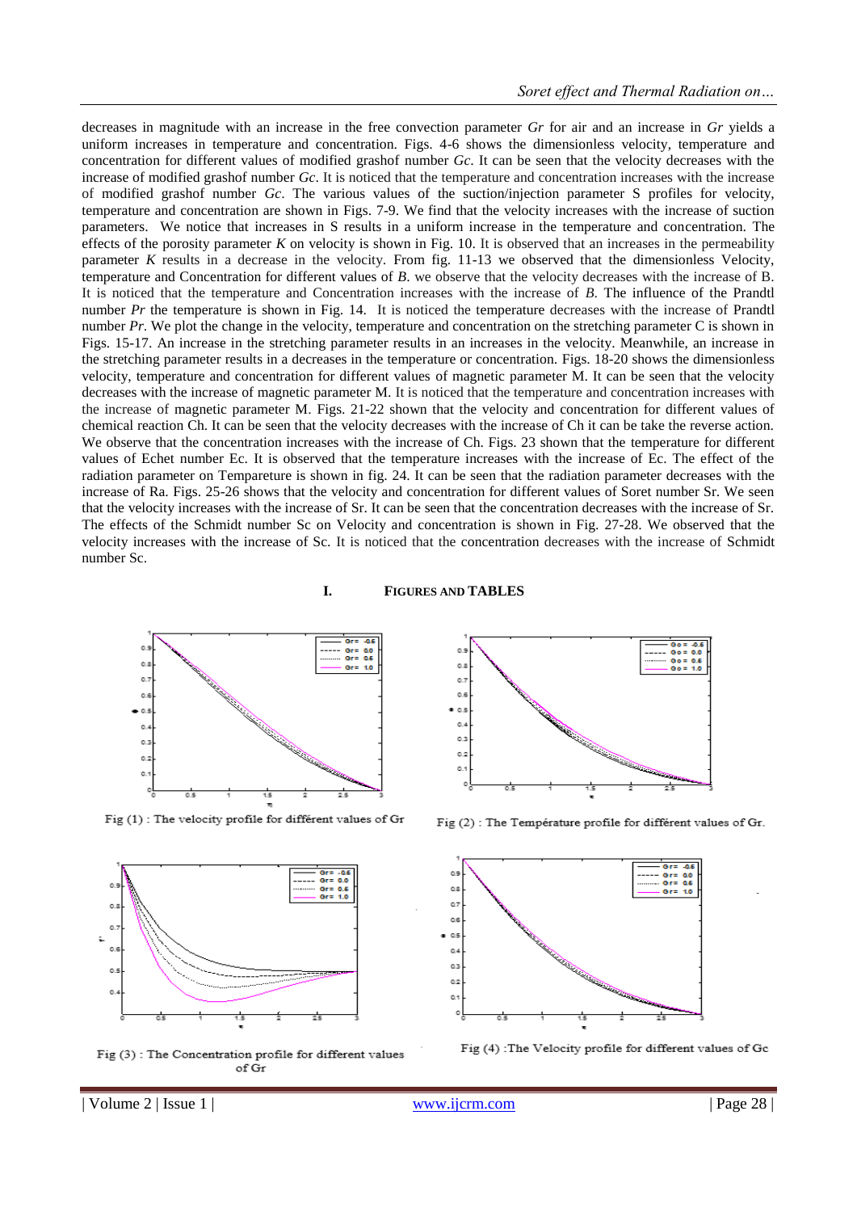decreases in magnitude with an increase in the free convection parameter *Gr* for air and an increase in *Gr* yields a uniform increases in temperature and concentration. Figs. 4-6 shows the dimensionless velocity, temperature and concentration for different values of modified grashof number *Gc*. It can be seen that the velocity decreases with the increase of modified grashof number *Gc*. It is noticed that the temperature and concentration increases with the increase of modified grashof number *Gc*. The various values of the suction/injection parameter S profiles for velocity, temperature and concentration are shown in Figs. 7-9. We find that the velocity increases with the increase of suction parameters. We notice that increases in S results in a uniform increase in the temperature and concentration. The effects of the porosity parameter *K* on velocity is shown in Fig. 10. It is observed that an increases in the permeability parameter *K* results in a decrease in the velocity. From fig. 11-13 we observed that the dimensionless Velocity, temperature and Concentration for different values of *B*. we observe that the velocity decreases with the increase of B. It is noticed that the temperature and Concentration increases with the increase of *B*. The influence of the Prandtl number *Pr* the temperature is shown in Fig. 14. It is noticed the temperature decreases with the increase of Prandtl number *Pr*. We plot the change in the velocity, temperature and concentration on the stretching parameter C is shown in Figs. 15-17. An increase in the stretching parameter results in an increases in the velocity. Meanwhile, an increase in the stretching parameter results in a decreases in the temperature or concentration. Figs. 18-20 shows the dimensionless velocity, temperature and concentration for different values of magnetic parameter M. It can be seen that the velocity decreases with the increase of magnetic parameter M. It is noticed that the temperature and concentration increases with the increase of magnetic parameter M. Figs. 21-22 shown that the velocity and concentration for different values of chemical reaction Ch. It can be seen that the velocity decreases with the increase of Ch it can be take the reverse action. We observe that the concentration increases with the increase of Ch. Figs. 23 shown that the temperature for different values of Echet number Ec. It is observed that the temperature increases with the increase of Ec. The effect of the radiation parameter on Tempareture is shown in fig. 24. It can be seen that the radiation parameter decreases with the increase of Ra. Figs. 25-26 shows that the velocity and concentration for different values of Soret number Sr. We seen that the velocity increases with the increase of Sr. It can be seen that the concentration decreases with the increase of Sr. The effects of the Schmidt number Sc on Velocity and concentration is shown in Fig. 27-28. We observed that the velocity increases with the increase of Sc. It is noticed that the concentration decreases with the increase of Schmidt number Sc.

# I. FIGURES AND TABLES

Gr= -0.5
Gr= 0.0
Gr= 0.5
Gr= 1.0

Fig (1) : The velocity profile for différent values of Gr

Go= -0.5
Go= 0.0
Go= 0.5
Go= 1.0

Fig (2) : The Température profile for différent values of Gr.

Gr= -0.5
Gr= 0.0
Gr= 0.5
Gr= 1.0

Fig (3) : The Concentration profile for different values of Gr

Gr= -0.5
Gr= 0.0
Gr= 0.5
Gr= 1.0

Fig (4) :The Velocity profile for different values of Gc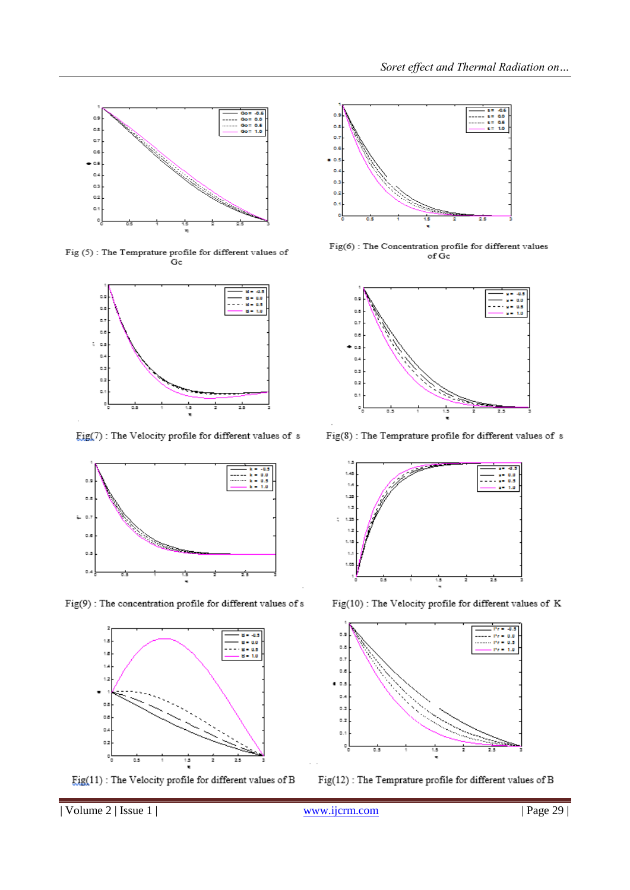Fig (5) : The Temprature profile for different values of Gc

Fig(6) : The Concentration profile for different values of Gc

Fig(7) : The Velocity profile for different values of s

Fig(8) : The Temprature profile for different values of s

Fig(9) : The concentration profile for different values of s

Fig(10) : The Velocity profile for different values of K

Fig(11) : The Velocity profile for different values of B

Fig(12) : The Temprature profile for different values of B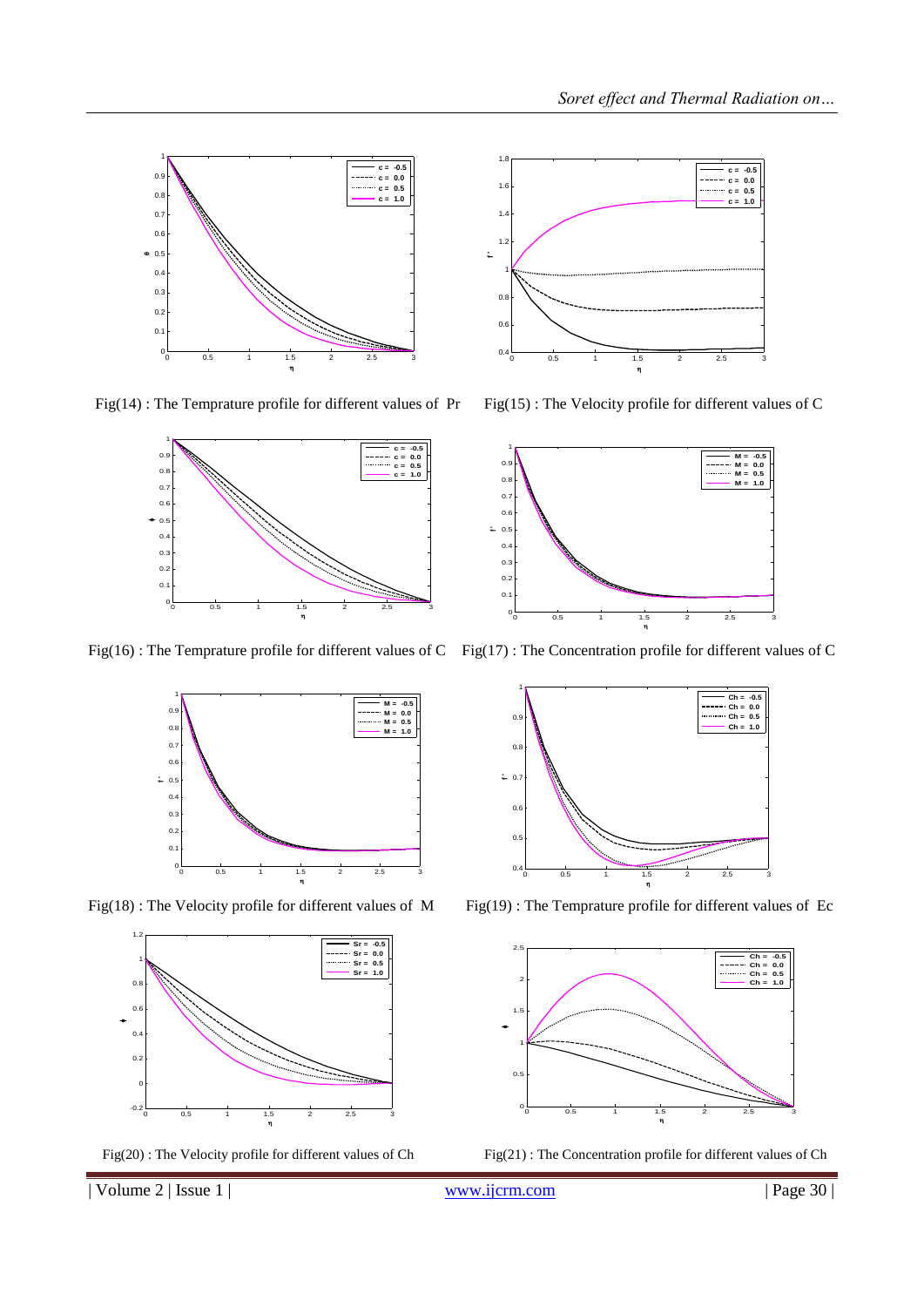0 0.5 1 1.5 2 2.5 3

η

θ

c = -0.5
c = 0.0
c = 0.5
c = 1.0

Fig(14) : The Temprature profile for different values of Pr

0 0.5 1 1.5 2 2.5 3

η

f'

c = -0.5
c = 0.0
c = 0.5
c = 1.0

Fig(15) : The Velocity profile for different values of C

0 0.5 1 1.5 2 2.5 3

η

ϕ

c = -0.5
c = 0.0
c = 0.5
c = 1.0

Fig(16) : The Temprature profile for different values of C

0 0.5 1 1.5 2 2.5 3

η

f'

M = -0.5
M = 0.0
M = 0.5
M = 1.0

Fig(17) : The Concentration profile for different values of C

0 0.5 1 1.5 2 2.5 3

η

f'

M = -0.5
M = 0.0
M = 0.5
M = 1.0

Fig(18) : The Velocity profile for different values of M

0 0.5 1 1.5 2 2.5 3

η

f'

Ch = -0.5
Ch = 0.0
Ch = 0.5
Ch = 1.0

Fig(19) : The Temprature profile for different values of Ec

0 0.5 1 1.5 2 2.5 3

η

ϕ

Sr = -0.5
Sr = 0.0
Sr = 0.5
Sr = 1.0

Fig(20) : The Velocity profile for different values of Ch

0 0.5 1 1.5 2 2.5 3

η

ϕ

Ch = -0.5
Ch = 0.0
Ch = 0.5
Ch = 1.0

Fig(21) : The Concentration profile for different values of Ch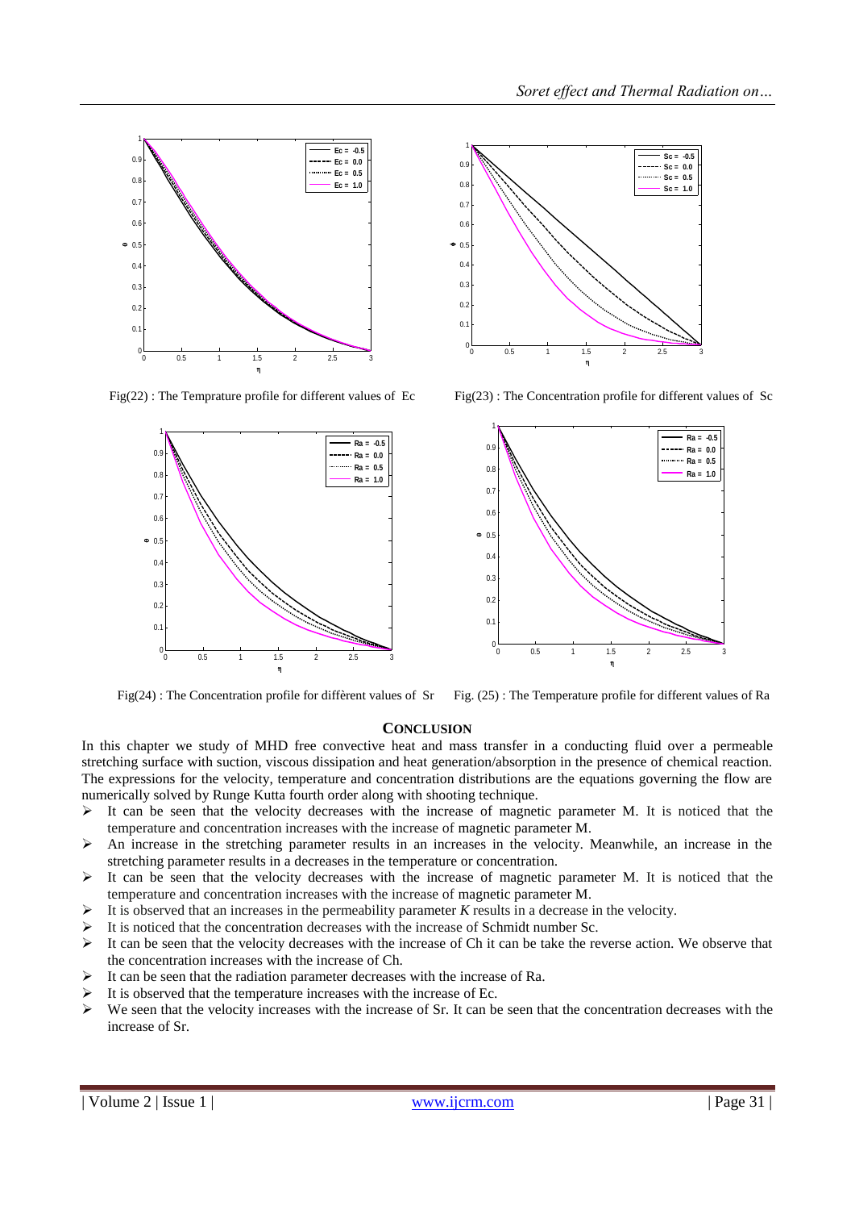1
0.9
0.8
0.7
0.6
θ 0.5
0.4
0.3
0.2
0.1
0
0 0.5 1 1.5 2 2.5 3
η
Ec = -0.5
Ec = 0.0
Ec = 0.5
Ec = 1.0

Fig(22) : The Temprature profile for different values of Ec

1
0.9
0.8
0.7
0.6
ϕ 0.5
0.4
0.3
0.2
0.1
0
0 0.5 1 1.5 2 2.5 3
η
Sc = -0.5
Sc = 0.0
Sc = 0.5
Sc = 1.0

Fig(23) : The Concentration profile for different values of Sc

1
0.9
0.8
0.7
0.6
θ 0.5
0.4
0.3
0.2
0.1
0
0 0.5 1 1.5 2 2.5 3
η
Ra = -0.5
Ra = 0.0
Ra = 0.5
Ra = 1.0

Fig(24) : The Concentration profile for diffèrent values of Sr

1
0.9
0.8
0.7
0.6
θ 0.5
0.4
0.3
0.2
0.1
0
0 0.5 1 1.5 2 2.5 3
η
Ra = -0.5
Ra = 0.0
Ra = 0.5
Ra = 1.0

Fig. (25) : The Temperature profile for different values of Ra

## CONCLUSION

In this chapter we study of MHD free convective heat and mass transfer in a conducting fluid over a permeable stretching surface with suction, viscous dissipation and heat generation/absorption in the presence of chemical reaction. The expressions for the velocity, temperature and concentration distributions are the equations governing the flow are numerically solved by Runge Kutta fourth order along with shooting technique.

- It can be seen that the velocity decreases with the increase of magnetic parameter M. It is noticed that the temperature and concentration increases with the increase of magnetic parameter M.
- An increase in the stretching parameter results in an increases in the velocity. Meanwhile, an increase in the stretching parameter results in a decreases in the temperature or concentration.
- It can be seen that the velocity decreases with the increase of magnetic parameter M. It is noticed that the temperature and concentration increases with the increase of magnetic parameter M.
- It is observed that an increases in the permeability parameter *K* results in a decrease in the velocity.
- It is noticed that the concentration decreases with the increase of Schmidt number Sc.
- It can be seen that the velocity decreases with the increase of Ch it can be take the reverse action. We observe that the concentration increases with the increase of Ch.
- It can be seen that the radiation parameter decreases with the increase of Ra.
- It is observed that the temperature increases with the increase of Ec.
- We seen that the velocity increases with the increase of Sr. It can be seen that the concentration decreases with the increase of Sr.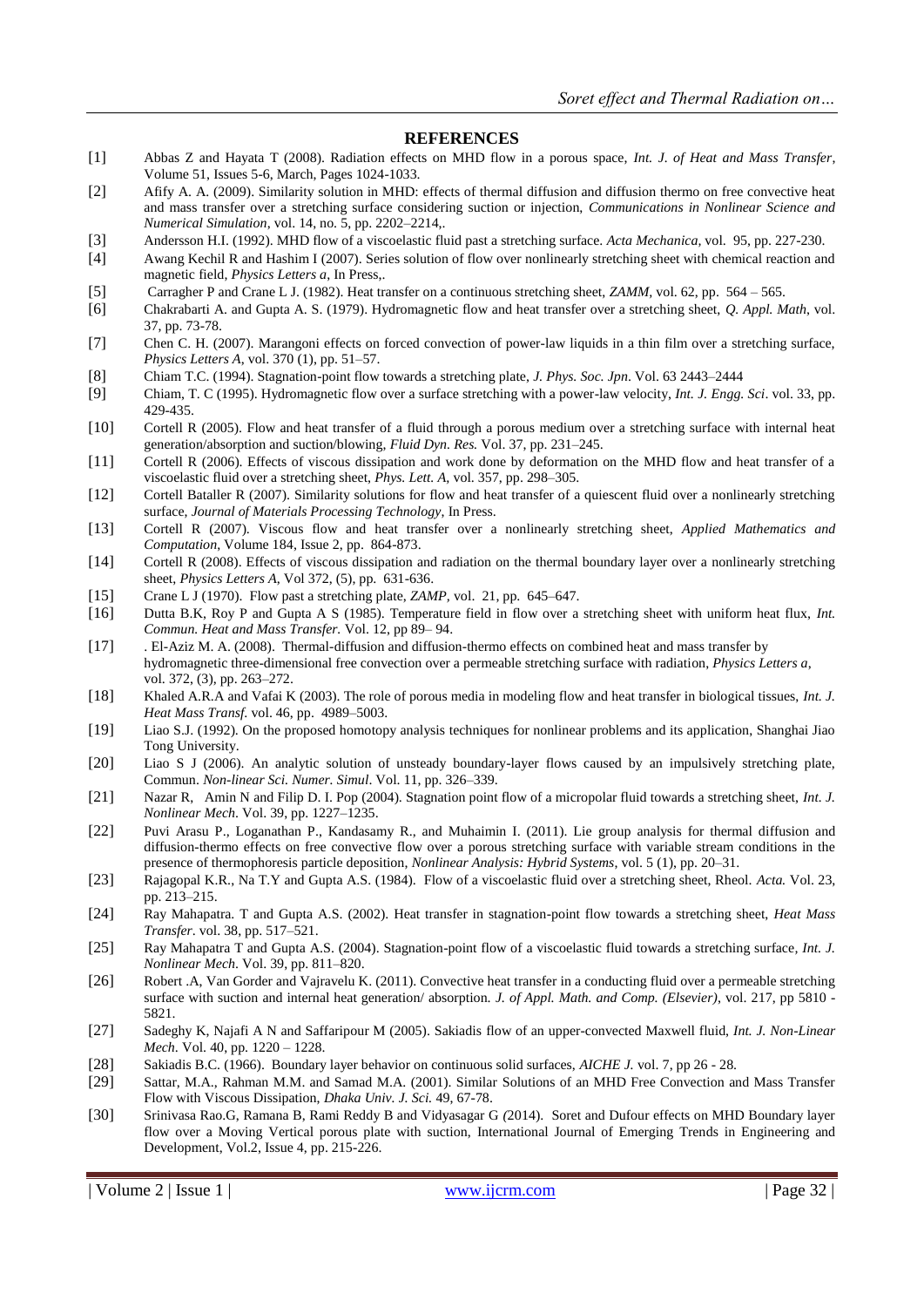## REFERENCES

[1] Abbas Z and Hayata T (2008). Radiation effects on MHD flow in a porous space, *Int. J. of Heat and Mass Transfer*, Volume 51, Issues 5-6, March, Pages 1024-1033.

[2] Afify A. A. (2009). Similarity solution in MHD: effects of thermal diffusion and diffusion thermo on free convective heat and mass transfer over a stretching surface considering suction or injection, *Communications in Nonlinear Science and Numerical Simulation*, vol. 14, no. 5, pp. 2202–2214,.

[3] Andersson H.I. (1992). MHD flow of a viscoelastic fluid past a stretching surface. *Acta Mechanica*, vol. 95, pp. 227-230.

[4] Awang Kechil R and Hashim I (2007). Series solution of flow over nonlinearly stretching sheet with chemical reaction and magnetic field, *Physics Letters a*, In Press,.

[5] Carragher P and Crane L J. (1982). Heat transfer on a continuous stretching sheet, *ZAMM*, vol. 62, pp. 564 – 565.

[6] Chakrabarti A. and Gupta A. S. (1979). Hydromagnetic flow and heat transfer over a stretching sheet, *Q. Appl. Math*, vol. 37, pp. 73-78.

[7] Chen C. H. (2007). Marangoni effects on forced convection of power-law liquids in a thin film over a stretching surface, *Physics Letters A*, vol. 370 (1), pp. 51–57.

[8] Chiam T.C. (1994). Stagnation-point flow towards a stretching plate, *J. Phys. Soc. Jpn*. Vol. 63 2443–2444

[9] Chiam, T. C (1995). Hydromagnetic flow over a surface stretching with a power-law velocity, *Int. J. Engg. Sci*. vol. 33, pp. 429-435.

[10] Cortell R (2005). Flow and heat transfer of a fluid through a porous medium over a stretching surface with internal heat generation/absorption and suction/blowing, *Fluid Dyn. Res.* Vol. 37, pp. 231–245.

[11] Cortell R (2006). Effects of viscous dissipation and work done by deformation on the MHD flow and heat transfer of a viscoelastic fluid over a stretching sheet, *Phys. Lett. A*, vol. 357, pp. 298–305.

[12] Cortell Bataller R (2007). Similarity solutions for flow and heat transfer of a quiescent fluid over a nonlinearly stretching surface, *Journal of Materials Processing Technology*, In Press.

[13] Cortell R (2007). Viscous flow and heat transfer over a nonlinearly stretching sheet, *Applied Mathematics and Computation*, Volume 184, Issue 2, pp. 864-873.

[14] Cortell R (2008). Effects of viscous dissipation and radiation on the thermal boundary layer over a nonlinearly stretching sheet, *Physics Letters A*, Vol 372, (5), pp. 631-636.

[15] Crane L J (1970). Flow past a stretching plate, *ZAMP*, vol. 21, pp. 645–647.

[16] Dutta B.K, Roy P and Gupta A S (1985). Temperature field in flow over a stretching sheet with uniform heat flux, *Int. Commun. Heat and Mass Transfer.* Vol. 12, pp 89– 94.

[17] . El-Aziz M. A. (2008). Thermal-diffusion and diffusion-thermo effects on combined heat and mass transfer by hydromagnetic three-dimensional free convection over a permeable stretching surface with radiation, *Physics Letters a*, vol. 372, (3), pp. 263–272.

[18] Khaled A.R.A and Vafai K (2003). The role of porous media in modeling flow and heat transfer in biological tissues, *Int. J. Heat Mass Transf.* vol. 46, pp. 4989–5003.

[19] Liao S.J. (1992). On the proposed homotopy analysis techniques for nonlinear problems and its application, Shanghai Jiao Tong University.

[20] Liao S J (2006). An analytic solution of unsteady boundary-layer flows caused by an impulsively stretching plate, Commun. *Non-linear Sci. Numer. Simul*. Vol. 11, pp. 326–339.

[21] Nazar R, Amin N and Filip D. I. Pop (2004). Stagnation point flow of a micropolar fluid towards a stretching sheet, *Int. J. Nonlinear Mech*. Vol. 39, pp. 1227–1235.

[22] Puvi Arasu P., Loganathan P., Kandasamy R., and Muhaimin I. (2011). Lie group analysis for thermal diffusion and diffusion-thermo effects on free convective flow over a porous stretching surface with variable stream conditions in the presence of thermophoresis particle deposition, *Nonlinear Analysis: Hybrid Systems*, vol. 5 (1), pp. 20–31.

[23] Rajagopal K.R., Na T.Y and Gupta A.S. (1984). Flow of a viscoelastic fluid over a stretching sheet, Rheol. *Acta.* Vol. 23, pp. 213–215.

[24] Ray Mahapatra. T and Gupta A.S. (2002). Heat transfer in stagnation-point flow towards a stretching sheet, *Heat Mass Transfer*. vol. 38, pp. 517–521.

[25] Ray Mahapatra T and Gupta A.S. (2004). Stagnation-point flow of a viscoelastic fluid towards a stretching surface, *Int. J. Nonlinear Mech*. Vol. 39, pp. 811–820.

[26] Robert .A, Van Gorder and Vajravelu K. (2011). Convective heat transfer in a conducting fluid over a permeable stretching surface with suction and internal heat generation/ absorption. *J. of Appl. Math. and Comp. (Elsevier)*, vol. 217, pp 5810 - 5821.

[27] Sadeghy K, Najafi A N and Saffaripour M (2005). Sakiadis flow of an upper-convected Maxwell fluid, *Int. J. Non-Linear Mech*. Vol. 40, pp. 1220 – 1228.

[28] Sakiadis B.C. (1966). Boundary layer behavior on continuous solid surfaces, *AICHE J.* vol. 7, pp 26 - 28.

[29] Sattar, M.A., Rahman M.M. and Samad M.A. (2001). Similar Solutions of an MHD Free Convection and Mass Transfer Flow with Viscous Dissipation, *Dhaka Univ. J. Sci.* 49, 67-78.

[30] Srinivasa Rao.G, Ramana B, Rami Reddy B and Vidyasagar G *(*2014). Soret and Dufour effects on MHD Boundary layer flow over a Moving Vertical porous plate with suction, International Journal of Emerging Trends in Engineering and Development, Vol.2, Issue 4, pp. 215-226.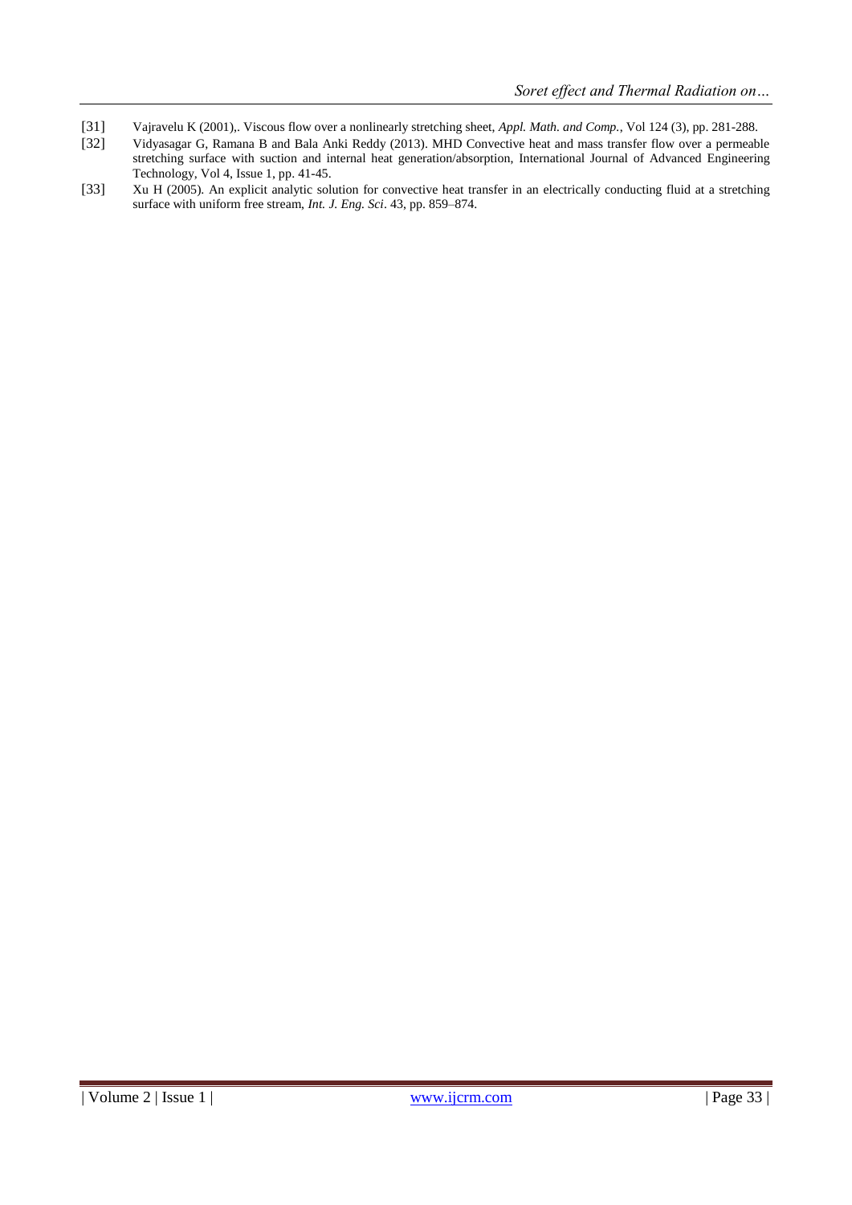[31] Vajravelu K (2001),. Viscous flow over a nonlinearly stretching sheet, *Appl. Math. and Comp.*, Vol 124 (3), pp. 281-288.

[32] Vidyasagar G, Ramana B and Bala Anki Reddy (2013). MHD Convective heat and mass transfer flow over a permeable stretching surface with suction and internal heat generation/absorption, International Journal of Advanced Engineering Technology, Vol 4, Issue 1, pp. 41-45.

[33] Xu H (2005). An explicit analytic solution for convective heat transfer in an electrically conducting fluid at a stretching surface with uniform free stream, *Int. J. Eng. Sci*. 43, pp. 859–874.